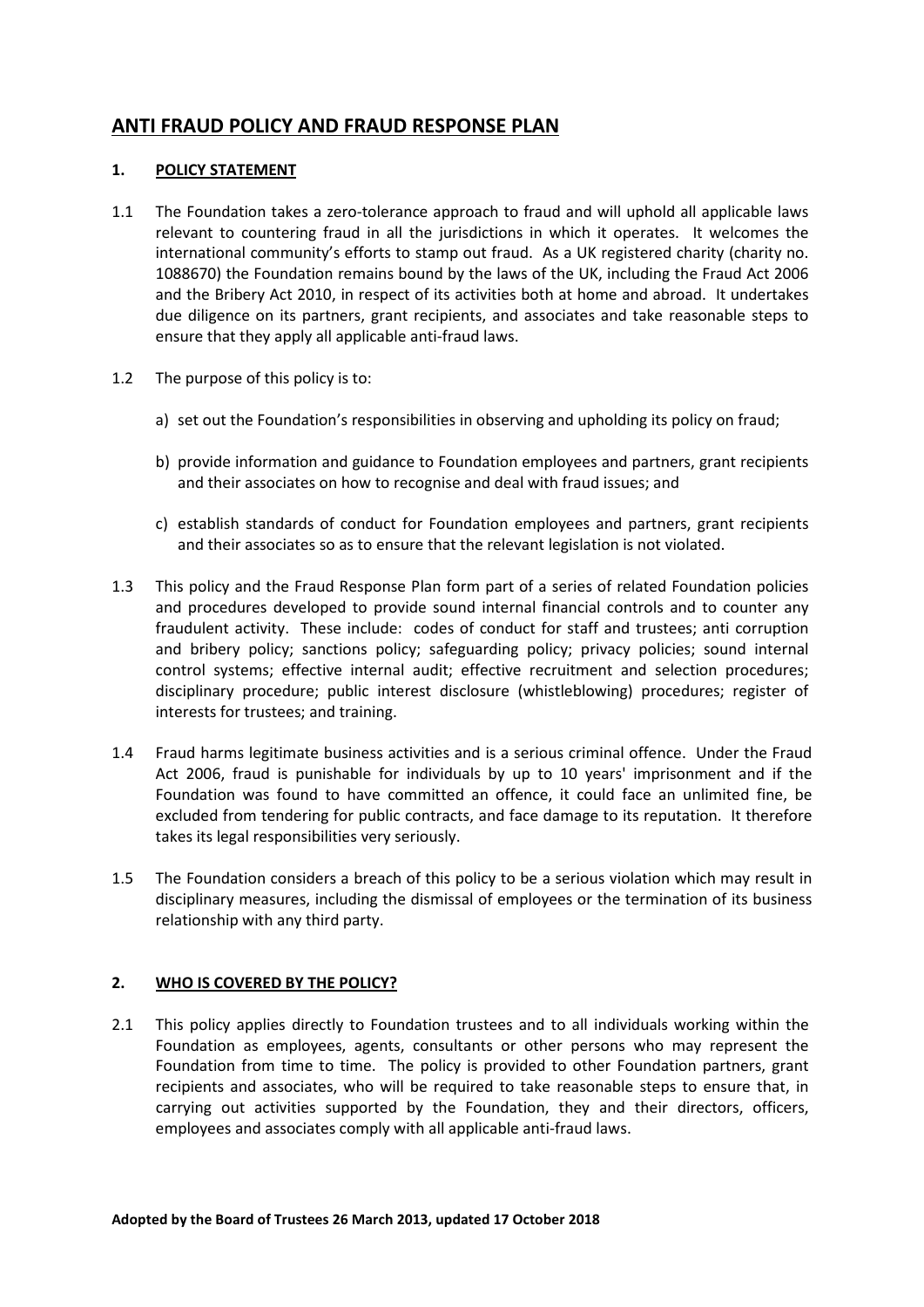# ANTI FRAUD POLICY AND FRAUD RESPONSE PLAN

## 1. POLICY STATEMENT

1.1 The Foundation takes a zero-tolerance approach to fraud and will uphold all applicable laws relevant to countering fraud in all the jurisdictions in which it operates. It welcomes the international community's efforts to stamp out fraud. As a UK registered charity (charity no. 1088670) the Foundation remains bound by the laws of the UK, including the Fraud Act 2006 and the Bribery Act 2010, in respect of its activities both at home and abroad. It undertakes due diligence on its partners, grant recipients, and associates and take reasonable steps to ensure that they apply all applicable anti-fraud laws.

1.2 The purpose of this policy is to:

a) set out the Foundation's responsibilities in observing and upholding its policy on fraud;

b) provide information and guidance to Foundation employees and partners, grant recipients and their associates on how to recognise and deal with fraud issues; and

c) establish standards of conduct for Foundation employees and partners, grant recipients and their associates so as to ensure that the relevant legislation is not violated.

1.3 This policy and the Fraud Response Plan form part of a series of related Foundation policies and procedures developed to provide sound internal financial controls and to counter any fraudulent activity. These include: codes of conduct for staff and trustees; anti corruption and bribery policy; sanctions policy; safeguarding policy; privacy policies; sound internal control systems; effective internal audit; effective recruitment and selection procedures; disciplinary procedure; public interest disclosure (whistleblowing) procedures; register of interests for trustees; and training.

1.4 Fraud harms legitimate business activities and is a serious criminal offence. Under the Fraud Act 2006, fraud is punishable for individuals by up to 10 years' imprisonment and if the Foundation was found to have committed an offence, it could face an unlimited fine, be excluded from tendering for public contracts, and face damage to its reputation. It therefore takes its legal responsibilities very seriously.

1.5 The Foundation considers a breach of this policy to be a serious violation which may result in disciplinary measures, including the dismissal of employees or the termination of its business relationship with any third party.

## 2. WHO IS COVERED BY THE POLICY?

2.1 This policy applies directly to Foundation trustees and to all individuals working within the Foundation as employees, agents, consultants or other persons who may represent the Foundation from time to time. The policy is provided to other Foundation partners, grant recipients and associates, who will be required to take reasonable steps to ensure that, in carrying out activities supported by the Foundation, they and their directors, officers, employees and associates comply with all applicable anti-fraud laws.

**Adopted by the Board of Trustees 26 March 2013, updated 17 October 2018**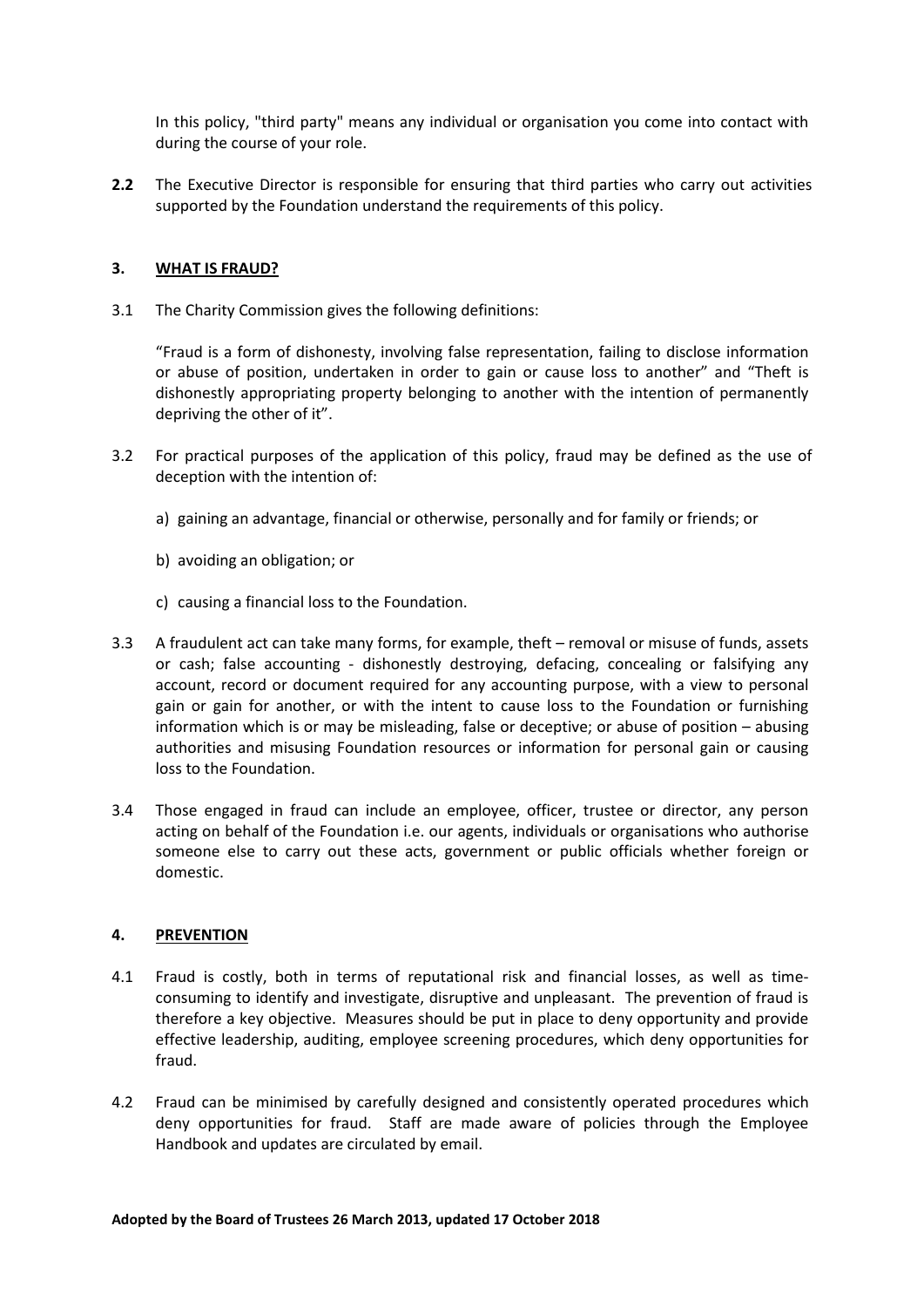In this policy, "third party" means any individual or organisation you come into contact with during the course of your role.

**2.2** The Executive Director is responsible for ensuring that third parties who carry out activities supported by the Foundation understand the requirements of this policy.

## 3. WHAT IS FRAUD?

3.1 The Charity Commission gives the following definitions:

"Fraud is a form of dishonesty, involving false representation, failing to disclose information or abuse of position, undertaken in order to gain or cause loss to another" and "Theft is dishonestly appropriating property belonging to another with the intention of permanently depriving the other of it".

3.2 For practical purposes of the application of this policy, fraud may be defined as the use of deception with the intention of:

a) gaining an advantage, financial or otherwise, personally and for family or friends; or

b) avoiding an obligation; or

c) causing a financial loss to the Foundation.

3.3 A fraudulent act can take many forms, for example, theft – removal or misuse of funds, assets or cash; false accounting - dishonestly destroying, defacing, concealing or falsifying any account, record or document required for any accounting purpose, with a view to personal gain or gain for another, or with the intent to cause loss to the Foundation or furnishing information which is or may be misleading, false or deceptive; or abuse of position – abusing authorities and misusing Foundation resources or information for personal gain or causing loss to the Foundation.

3.4 Those engaged in fraud can include an employee, officer, trustee or director, any person acting on behalf of the Foundation i.e. our agents, individuals or organisations who authorise someone else to carry out these acts, government or public officials whether foreign or domestic.

## 4. PREVENTION

4.1 Fraud is costly, both in terms of reputational risk and financial losses, as well as time-consuming to identify and investigate, disruptive and unpleasant. The prevention of fraud is therefore a key objective. Measures should be put in place to deny opportunity and provide effective leadership, auditing, employee screening procedures, which deny opportunities for fraud.

4.2 Fraud can be minimised by carefully designed and consistently operated procedures which deny opportunities for fraud. Staff are made aware of policies through the Employee Handbook and updates are circulated by email.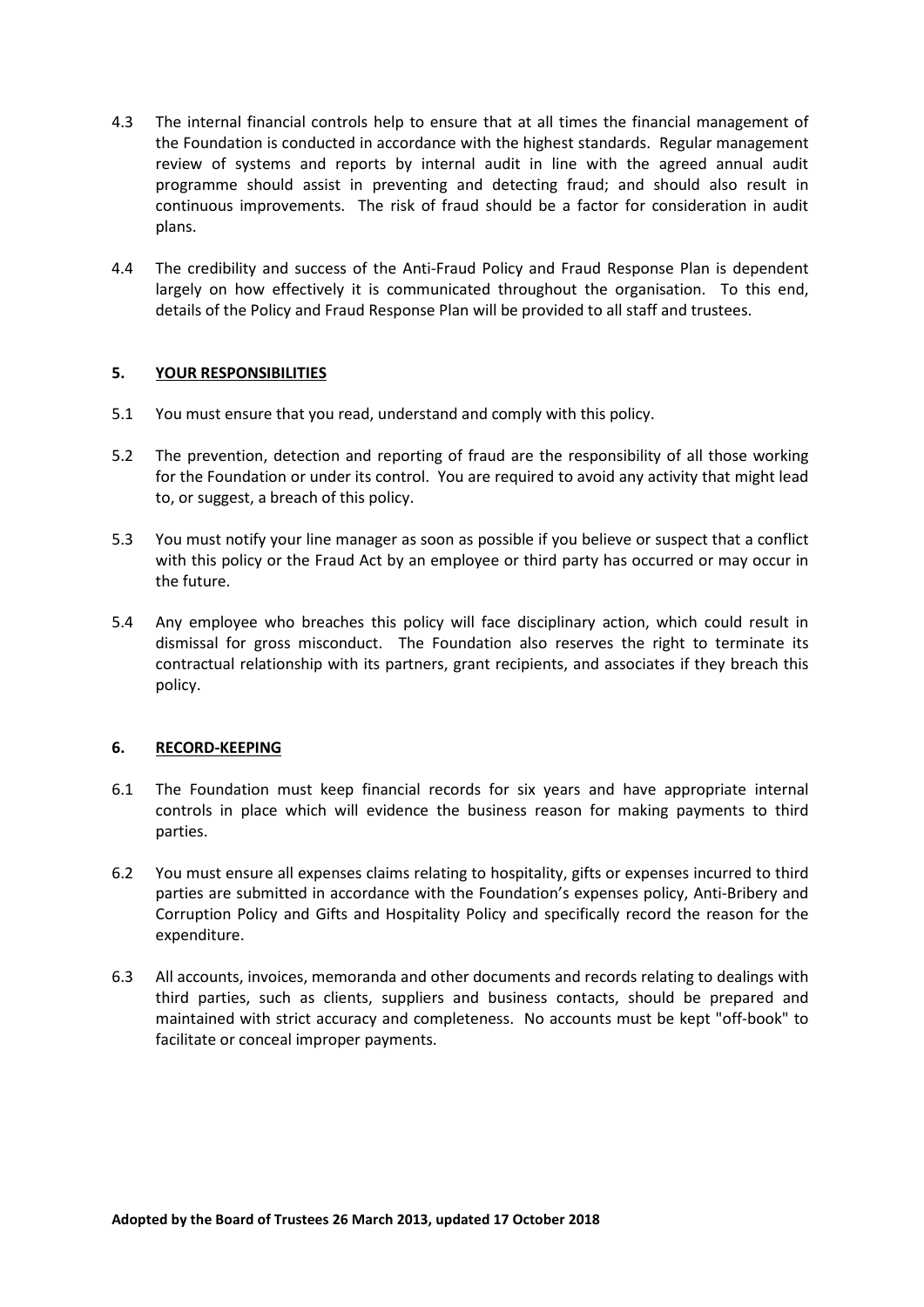4.3 The internal financial controls help to ensure that at all times the financial management of the Foundation is conducted in accordance with the highest standards. Regular management review of systems and reports by internal audit in line with the agreed annual audit programme should assist in preventing and detecting fraud; and should also result in continuous improvements. The risk of fraud should be a factor for consideration in audit plans.

4.4 The credibility and success of the Anti-Fraud Policy and Fraud Response Plan is dependent largely on how effectively it is communicated throughout the organisation. To this end, details of the Policy and Fraud Response Plan will be provided to all staff and trustees.

## 5. YOUR RESPONSIBILITIES

5.1 You must ensure that you read, understand and comply with this policy.

5.2 The prevention, detection and reporting of fraud are the responsibility of all those working for the Foundation or under its control. You are required to avoid any activity that might lead to, or suggest, a breach of this policy.

5.3 You must notify your line manager as soon as possible if you believe or suspect that a conflict with this policy or the Fraud Act by an employee or third party has occurred or may occur in the future.

5.4 Any employee who breaches this policy will face disciplinary action, which could result in dismissal for gross misconduct. The Foundation also reserves the right to terminate its contractual relationship with its partners, grant recipients, and associates if they breach this policy.

## 6. RECORD-KEEPING

6.1 The Foundation must keep financial records for six years and have appropriate internal controls in place which will evidence the business reason for making payments to third parties.

6.2 You must ensure all expenses claims relating to hospitality, gifts or expenses incurred to third parties are submitted in accordance with the Foundation's expenses policy, Anti-Bribery and Corruption Policy and Gifts and Hospitality Policy and specifically record the reason for the expenditure.

6.3 All accounts, invoices, memoranda and other documents and records relating to dealings with third parties, such as clients, suppliers and business contacts, should be prepared and maintained with strict accuracy and completeness. No accounts must be kept "off-book" to facilitate or conceal improper payments.

**Adopted by the Board of Trustees 26 March 2013, updated 17 October 2018**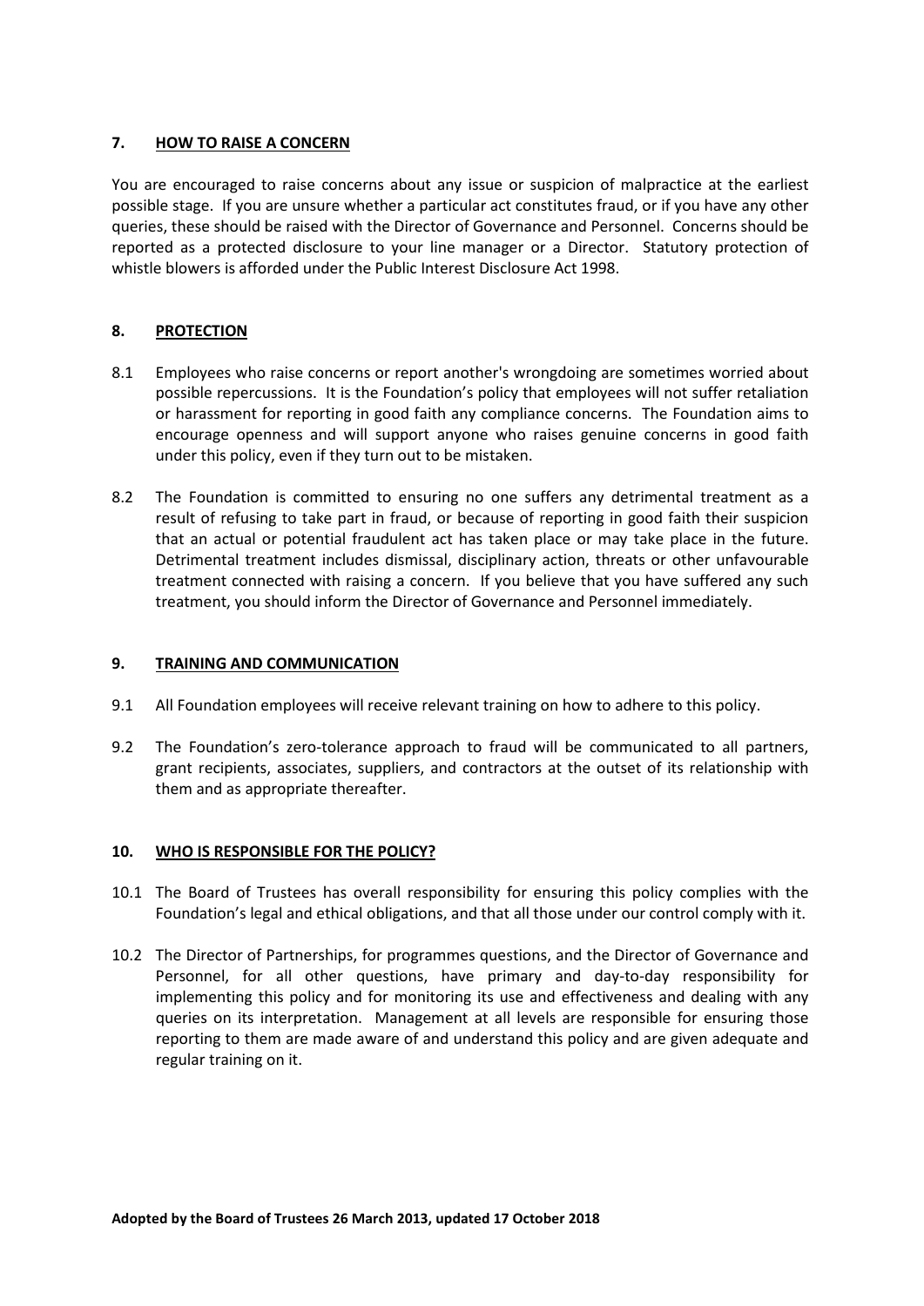## 7. HOW TO RAISE A CONCERN

You are encouraged to raise concerns about any issue or suspicion of malpractice at the earliest possible stage. If you are unsure whether a particular act constitutes fraud, or if you have any other queries, these should be raised with the Director of Governance and Personnel. Concerns should be reported as a protected disclosure to your line manager or a Director. Statutory protection of whistle blowers is afforded under the Public Interest Disclosure Act 1998.

## 8. PROTECTION

8.1 Employees who raise concerns or report another's wrongdoing are sometimes worried about possible repercussions. It is the Foundation's policy that employees will not suffer retaliation or harassment for reporting in good faith any compliance concerns. The Foundation aims to encourage openness and will support anyone who raises genuine concerns in good faith under this policy, even if they turn out to be mistaken.

8.2 The Foundation is committed to ensuring no one suffers any detrimental treatment as a result of refusing to take part in fraud, or because of reporting in good faith their suspicion that an actual or potential fraudulent act has taken place or may take place in the future. Detrimental treatment includes dismissal, disciplinary action, threats or other unfavourable treatment connected with raising a concern. If you believe that you have suffered any such treatment, you should inform the Director of Governance and Personnel immediately.

## 9. TRAINING AND COMMUNICATION

9.1 All Foundation employees will receive relevant training on how to adhere to this policy.

9.2 The Foundation's zero-tolerance approach to fraud will be communicated to all partners, grant recipients, associates, suppliers, and contractors at the outset of its relationship with them and as appropriate thereafter.

## 10. WHO IS RESPONSIBLE FOR THE POLICY?

10.1 The Board of Trustees has overall responsibility for ensuring this policy complies with the Foundation's legal and ethical obligations, and that all those under our control comply with it.

10.2 The Director of Partnerships, for programmes questions, and the Director of Governance and Personnel, for all other questions, have primary and day-to-day responsibility for implementing this policy and for monitoring its use and effectiveness and dealing with any queries on its interpretation. Management at all levels are responsible for ensuring those reporting to them are made aware of and understand this policy and are given adequate and regular training on it.

**Adopted by the Board of Trustees 26 March 2013, updated 17 October 2018**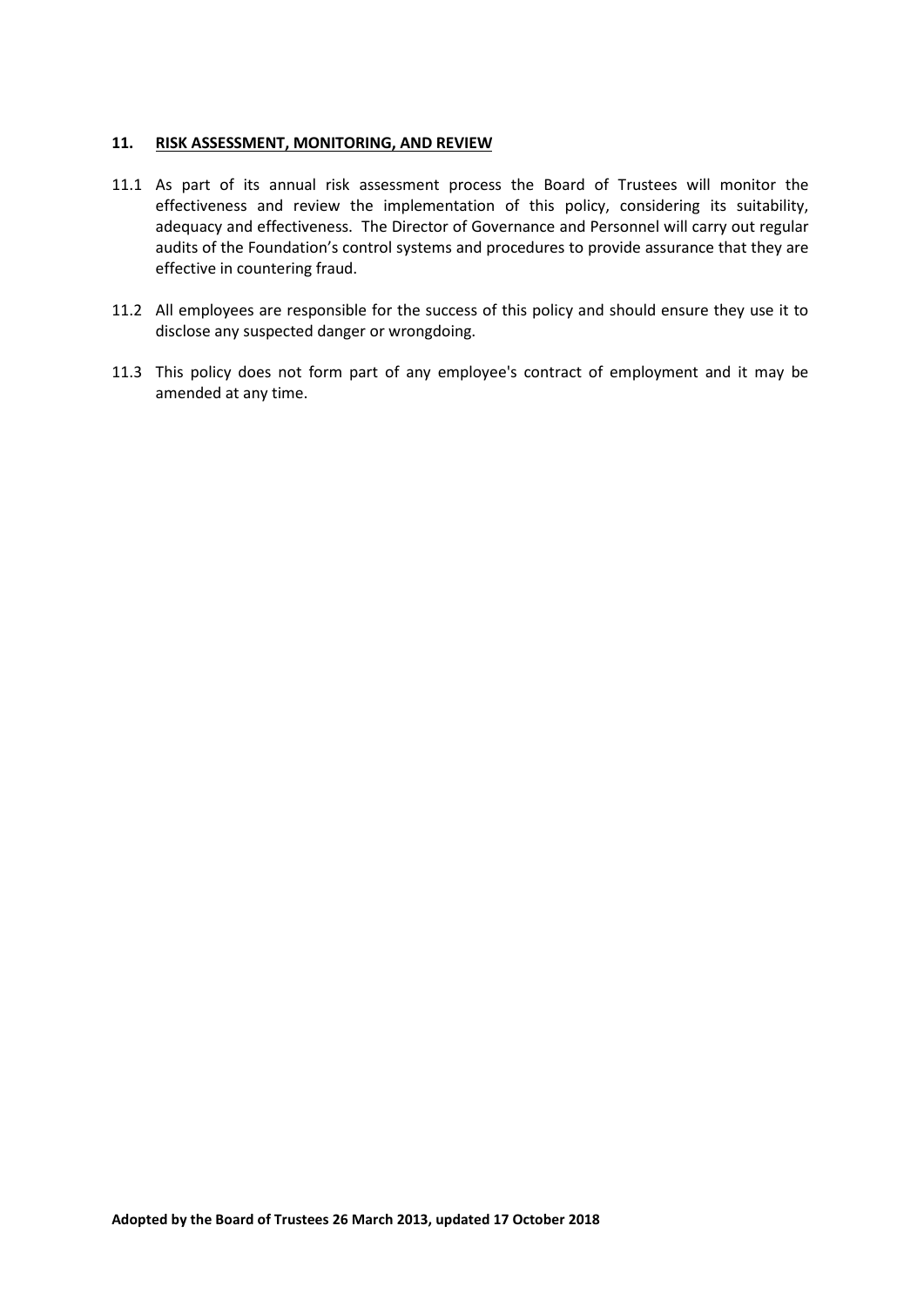## 11. RISK ASSESSMENT, MONITORING, AND REVIEW

11.1 As part of its annual risk assessment process the Board of Trustees will monitor the effectiveness and review the implementation of this policy, considering its suitability, adequacy and effectiveness. The Director of Governance and Personnel will carry out regular audits of the Foundation's control systems and procedures to provide assurance that they are effective in countering fraud.

11.2 All employees are responsible for the success of this policy and should ensure they use it to disclose any suspected danger or wrongdoing.

11.3 This policy does not form part of any employee's contract of employment and it may be amended at any time.

**Adopted by the Board of Trustees 26 March 2013, updated 17 October 2018**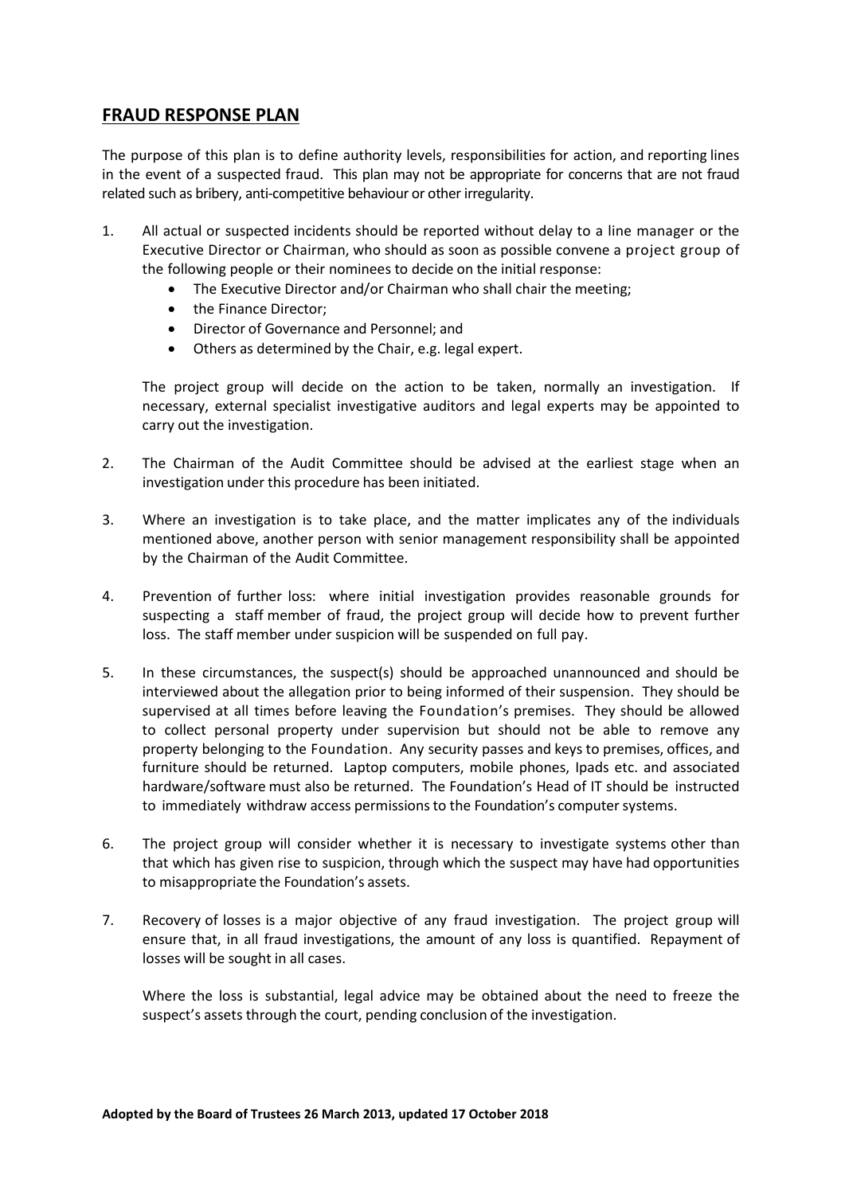## FRAUD RESPONSE PLAN

The purpose of this plan is to define authority levels, responsibilities for action, and reporting lines in the event of a suspected fraud. This plan may not be appropriate for concerns that are not fraud related such as bribery, anti-competitive behaviour or other irregularity.

1. All actual or suspected incidents should be reported without delay to a line manager or the Executive Director or Chairman, who should as soon as possible convene a project group of the following people or their nominees to decide on the initial response:
   - The Executive Director and/or Chairman who shall chair the meeting;
   - the Finance Director;
   - Director of Governance and Personnel; and
   - Others as determined by the Chair, e.g. legal expert.

   The project group will decide on the action to be taken, normally an investigation. If necessary, external specialist investigative auditors and legal experts may be appointed to carry out the investigation.

2. The Chairman of the Audit Committee should be advised at the earliest stage when an investigation under this procedure has been initiated.

3. Where an investigation is to take place, and the matter implicates any of the individuals mentioned above, another person with senior management responsibility shall be appointed by the Chairman of the Audit Committee.

4. Prevention of further loss: where initial investigation provides reasonable grounds for suspecting a staff member of fraud, the project group will decide how to prevent further loss. The staff member under suspicion will be suspended on full pay.

5. In these circumstances, the suspect(s) should be approached unannounced and should be interviewed about the allegation prior to being informed of their suspension. They should be supervised at all times before leaving the Foundation's premises. They should be allowed to collect personal property under supervision but should not be able to remove any property belonging to the Foundation. Any security passes and keys to premises, offices, and furniture should be returned. Laptop computers, mobile phones, Ipads etc. and associated hardware/software must also be returned. The Foundation's Head of IT should be instructed to immediately withdraw access permissions to the Foundation's computer systems.

6. The project group will consider whether it is necessary to investigate systems other than that which has given rise to suspicion, through which the suspect may have had opportunities to misappropriate the Foundation's assets.

7. Recovery of losses is a major objective of any fraud investigation. The project group will ensure that, in all fraud investigations, the amount of any loss is quantified. Repayment of losses will be sought in all cases.

   Where the loss is substantial, legal advice may be obtained about the need to freeze the suspect's assets through the court, pending conclusion of the investigation.

**Adopted by the Board of Trustees 26 March 2013, updated 17 October 2018**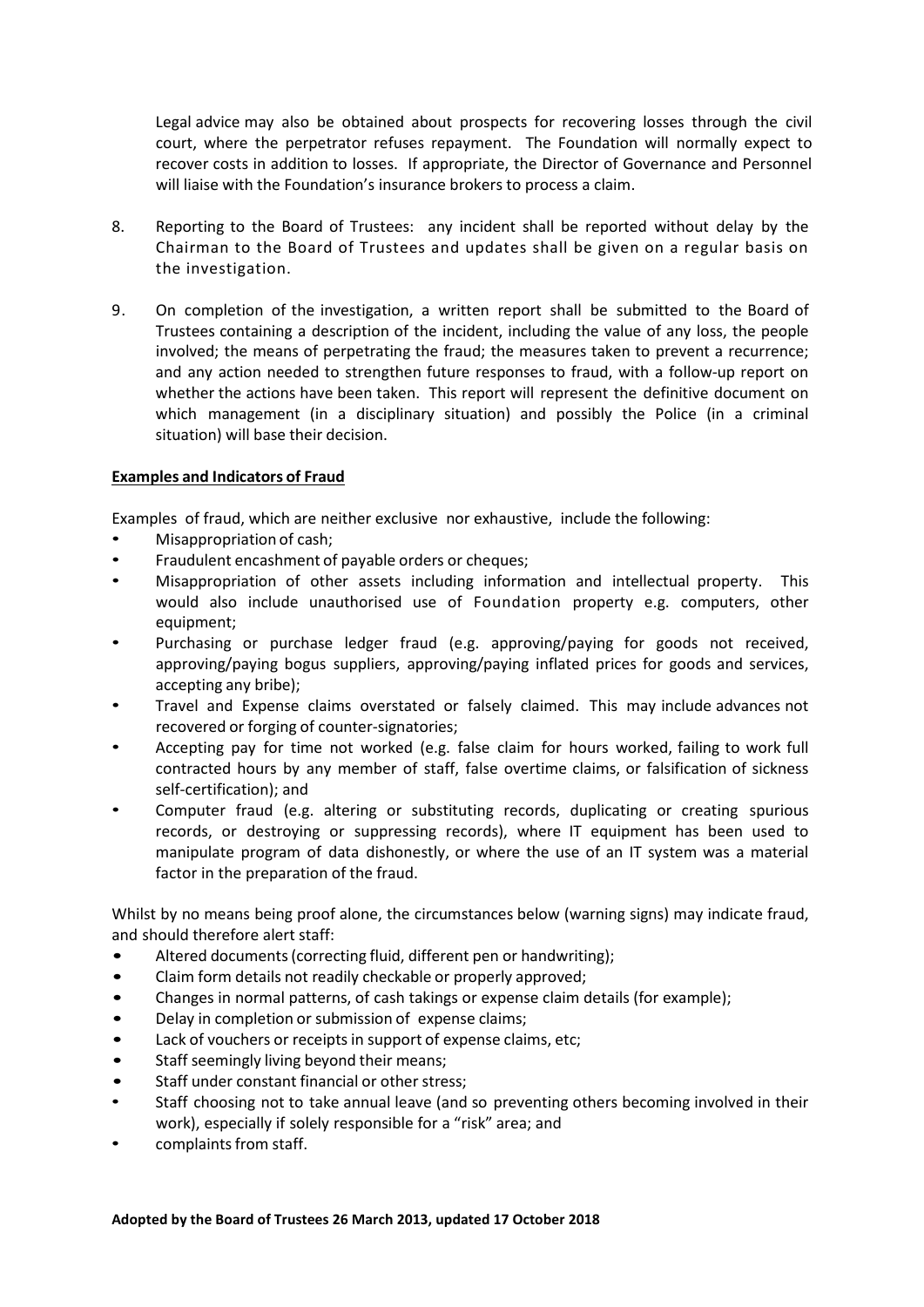Legal advice may also be obtained about prospects for recovering losses through the civil court, where the perpetrator refuses repayment. The Foundation will normally expect to recover costs in addition to losses. If appropriate, the Director of Governance and Personnel will liaise with the Foundation's insurance brokers to process a claim.

8. Reporting to the Board of Trustees: any incident shall be reported without delay by the Chairman to the Board of Trustees and updates shall be given on a regular basis on the investigation.

9. On completion of the investigation, a written report shall be submitted to the Board of Trustees containing a description of the incident, including the value of any loss, the people involved; the means of perpetrating the fraud; the measures taken to prevent a recurrence; and any action needed to strengthen future responses to fraud, with a follow-up report on whether the actions have been taken. This report will represent the definitive document on which management (in a disciplinary situation) and possibly the Police (in a criminal situation) will base their decision.

**Examples and Indicators of Fraud**

Examples of fraud, which are neither exclusive nor exhaustive, include the following:

- Misappropriation of cash;
- Fraudulent encashment of payable orders or cheques;
- Misappropriation of other assets including information and intellectual property. This would also include unauthorised use of Foundation property e.g. computers, other equipment;
- Purchasing or purchase ledger fraud (e.g. approving/paying for goods not received, approving/paying bogus suppliers, approving/paying inflated prices for goods and services, accepting any bribe);
- Travel and Expense claims overstated or falsely claimed. This may include advances not recovered or forging of counter-signatories;
- Accepting pay for time not worked (e.g. false claim for hours worked, failing to work full contracted hours by any member of staff, false overtime claims, or falsification of sickness self-certification); and
- Computer fraud (e.g. altering or substituting records, duplicating or creating spurious records, or destroying or suppressing records), where IT equipment has been used to manipulate program of data dishonestly, or where the use of an IT system was a material factor in the preparation of the fraud.

Whilst by no means being proof alone, the circumstances below (warning signs) may indicate fraud, and should therefore alert staff:

- Altered documents (correcting fluid, different pen or handwriting);
- Claim form details not readily checkable or properly approved;
- Changes in normal patterns, of cash takings or expense claim details (for example);
- Delay in completion or submission of expense claims;
- Lack of vouchers or receipts in support of expense claims, etc;
- Staff seemingly living beyond their means;
- Staff under constant financial or other stress;
- Staff choosing not to take annual leave (and so preventing others becoming involved in their work), especially if solely responsible for a "risk" area; and
- complaints from staff.

**Adopted by the Board of Trustees 26 March 2013, updated 17 October 2018**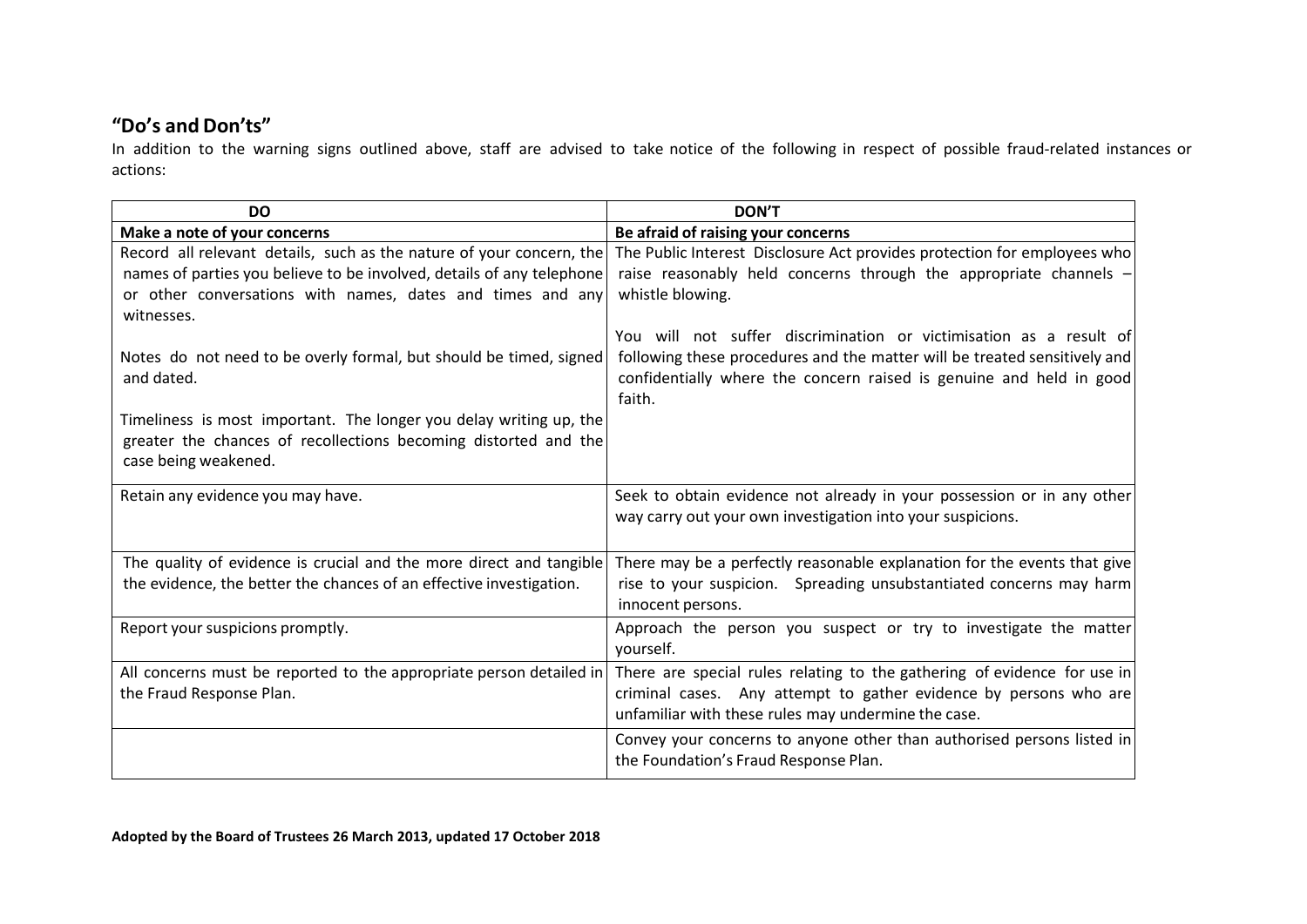## "Do's and Don'ts"

In addition to the warning signs outlined above, staff are advised to take notice of the following in respect of possible fraud-related instances or actions:

| DO | DON'T |
|---|---|
| **Make a note of your concerns** | **Be afraid of raising your concerns** |
| Record all relevant details, such as the nature of your concern, the names of parties you believe to be involved, details of any telephone or other conversations with names, dates and times and any witnesses.<br><br>Notes do not need to be overly formal, but should be timed, signed and dated.<br><br>Timeliness is most important. The longer you delay writing up, the greater the chances of recollections becoming distorted and the case being weakened. | The Public Interest Disclosure Act provides protection for employees who raise reasonably held concerns through the appropriate channels – whistle blowing.<br><br>You will not suffer discrimination or victimisation as a result of following these procedures and the matter will be treated sensitively and confidentially where the concern raised is genuine and held in good faith. |
| Retain any evidence you may have. | Seek to obtain evidence not already in your possession or in any other way carry out your own investigation into your suspicions. |
| The quality of evidence is crucial and the more direct and tangible the evidence, the better the chances of an effective investigation. | There may be a perfectly reasonable explanation for the events that give rise to your suspicion. Spreading unsubstantiated concerns may harm innocent persons. |
| Report your suspicions promptly. | Approach the person you suspect or try to investigate the matter yourself. |
| All concerns must be reported to the appropriate person detailed in the Fraud Response Plan. | There are special rules relating to the gathering of evidence for use in criminal cases. Any attempt to gather evidence by persons who are unfamiliar with these rules may undermine the case. |
| | Convey your concerns to anyone other than authorised persons listed in the Foundation's Fraud Response Plan. |

**Adopted by the Board of Trustees 26 March 2013, updated 17 October 2018**